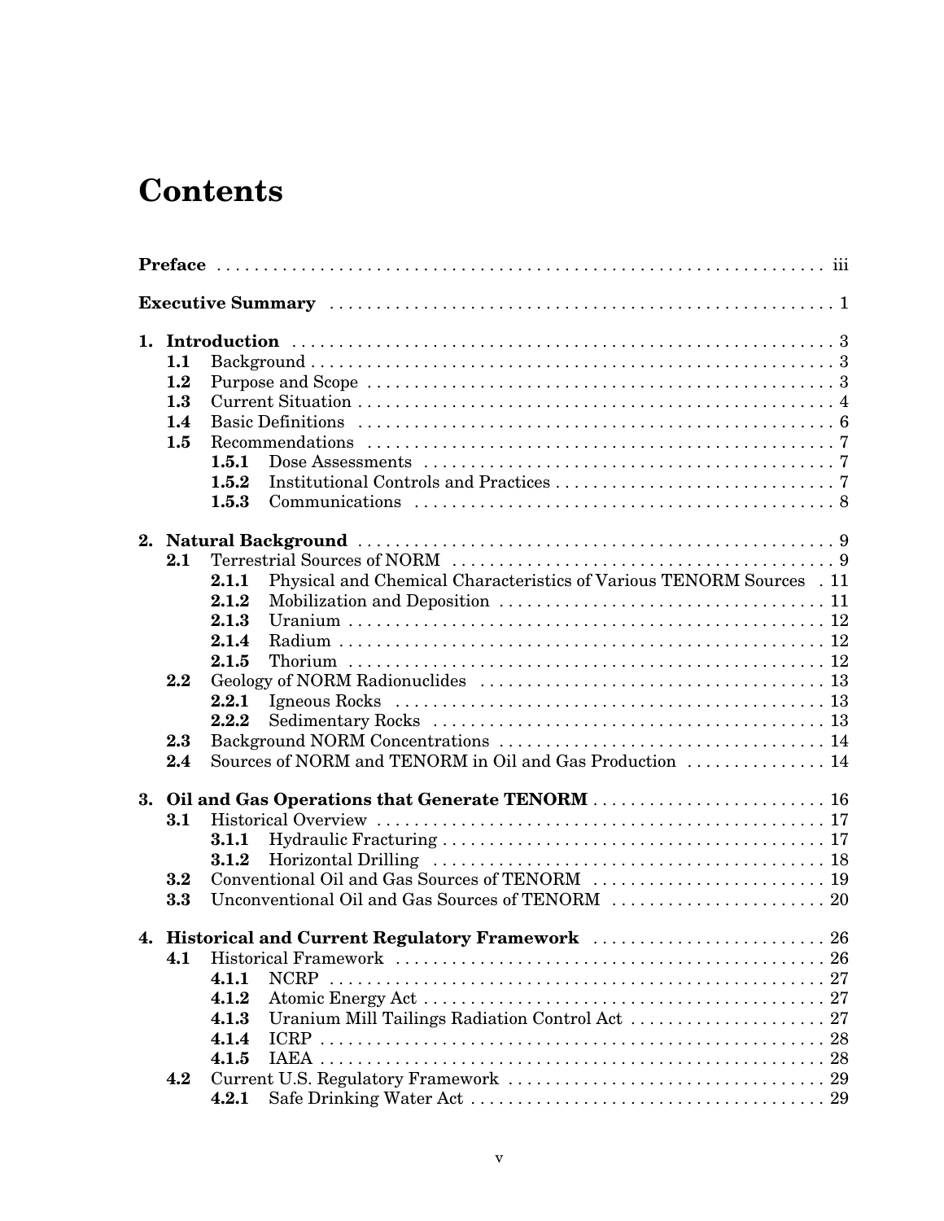# Contents

**Preface** . . . iii

**Executive Summary** . . . 1

**1. Introduction** . . . 3
- **1.1** Background . . . 3
- **1.2** Purpose and Scope . . . 3
- **1.3** Current Situation . . . 4
- **1.4** Basic Definitions . . . 6
- **1.5** Recommendations . . . 7
  - **1.5.1** Dose Assessments . . . 7
  - **1.5.2** Institutional Controls and Practices . . . 7
  - **1.5.3** Communications . . . 8

**2. Natural Background** . . . 9
- **2.1** Terrestrial Sources of NORM . . . 9
  - **2.1.1** Physical and Chemical Characteristics of Various TENORM Sources . . . 11
  - **2.1.2** Mobilization and Deposition . . . 11
  - **2.1.3** Uranium . . . 12
  - **2.1.4** Radium . . . 12
  - **2.1.5** Thorium . . . 12
- **2.2** Geology of NORM Radionuclides . . . 13
  - **2.2.1** Igneous Rocks . . . 13
  - **2.2.2** Sedimentary Rocks . . . 13
- **2.3** Background NORM Concentrations . . . 14
- **2.4** Sources of NORM and TENORM in Oil and Gas Production . . . 14

**3. Oil and Gas Operations that Generate TENORM** . . . 16
- **3.1** Historical Overview . . . 17
  - **3.1.1** Hydraulic Fracturing . . . 17
  - **3.1.2** Horizontal Drilling . . . 18
- **3.2** Conventional Oil and Gas Sources of TENORM . . . 19
- **3.3** Unconventional Oil and Gas Sources of TENORM . . . 20

**4. Historical and Current Regulatory Framework** . . . 26
- **4.1** Historical Framework . . . 26
  - **4.1.1** NCRP . . . 27
  - **4.1.2** Atomic Energy Act . . . 27
  - **4.1.3** Uranium Mill Tailings Radiation Control Act . . . 27
  - **4.1.4** ICRP . . . 28
  - **4.1.5** IAEA . . . 28
- **4.2** Current U.S. Regulatory Framework . . . 29
  - **4.2.1** Safe Drinking Water Act . . . 29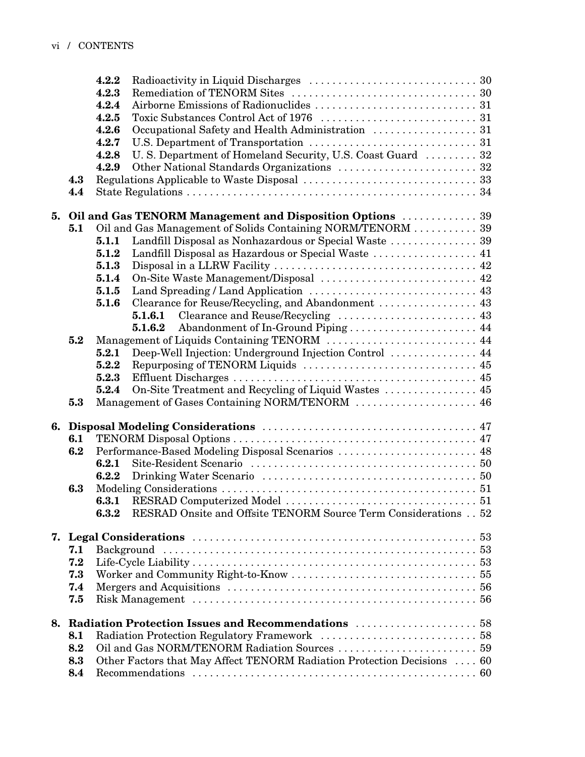- **4.2.2** Radioactivity in Liquid Discharges . . . . . . . . . . . . . . . . . . . . . . . . . . . . 30
- **4.2.3** Remediation of TENORM Sites . . . . . . . . . . . . . . . . . . . . . . . . . . . . . . . 30
- **4.2.4** Airborne Emissions of Radionuclides . . . . . . . . . . . . . . . . . . . . . . . . . . . 31
- **4.2.5** Toxic Substances Control Act of 1976 . . . . . . . . . . . . . . . . . . . . . . . . . . 31
- **4.2.6** Occupational Safety and Health Administration . . . . . . . . . . . . . . . . . . 31
- **4.2.7** U.S. Department of Transportation . . . . . . . . . . . . . . . . . . . . . . . . . . . . 31
- **4.2.8** U. S. Department of Homeland Security, U.S. Coast Guard . . . . . . . . . 32
- **4.2.9** Other National Standards Organizations . . . . . . . . . . . . . . . . . . . . . . . . 32

**4.3** Regulations Applicable to Waste Disposal . . . . . . . . . . . . . . . . . . . . . . . . . . . . . 33

**4.4** State Regulations . . . . . . . . . . . . . . . . . . . . . . . . . . . . . . . . . . . . . . . . . . . . . . . . . 34

**5. Oil and Gas TENORM Management and Disposition Options** . . . . . . . . . . . . . 39

**5.1** Oil and Gas Management of Solids Containing NORM/TENORM . . . . . . . . . . . 39

- **5.1.1** Landfill Disposal as Nonhazardous or Special Waste . . . . . . . . . . . . . . . 39
- **5.1.2** Landfill Disposal as Hazardous or Special Waste . . . . . . . . . . . . . . . . . . 41
- **5.1.3** Disposal in a LLRW Facility . . . . . . . . . . . . . . . . . . . . . . . . . . . . . . . . . . . 42
- **5.1.4** On-Site Waste Management/Disposal . . . . . . . . . . . . . . . . . . . . . . . . . . . 42
- **5.1.5** Land Spreading / Land Application . . . . . . . . . . . . . . . . . . . . . . . . . . . . 43
- **5.1.6** Clearance for Reuse/Recycling, and Abandonment . . . . . . . . . . . . . . . . . 43
  - **5.1.6.1** Clearance and Reuse/Recycling . . . . . . . . . . . . . . . . . . . . . . . . 43
  - **5.1.6.2** Abandonment of In-Ground Piping . . . . . . . . . . . . . . . . . . . . . . 44

**5.2** Management of Liquids Containing TENORM . . . . . . . . . . . . . . . . . . . . . . . . . . 44

- **5.2.1** Deep-Well Injection: Underground Injection Control . . . . . . . . . . . . . . . 44
- **5.2.2** Repurposing of TENORM Liquids . . . . . . . . . . . . . . . . . . . . . . . . . . . . . . 45
- **5.2.3** Effluent Discharges . . . . . . . . . . . . . . . . . . . . . . . . . . . . . . . . . . . . . . . . . 45
- **5.2.4** On-Site Treatment and Recycling of Liquid Wastes . . . . . . . . . . . . . . . . 45

**5.3** Management of Gases Containing NORM/TENORM . . . . . . . . . . . . . . . . . . . . . 46

**6. Disposal Modeling Considerations** . . . . . . . . . . . . . . . . . . . . . . . . . . . . . . . . . . . . . 47

**6.1** TENORM Disposal Options . . . . . . . . . . . . . . . . . . . . . . . . . . . . . . . . . . . . . . . . . . 47

**6.2** Performance-Based Modeling Disposal Scenarios . . . . . . . . . . . . . . . . . . . . . . . . 48

- **6.2.1** Site-Resident Scenario . . . . . . . . . . . . . . . . . . . . . . . . . . . . . . . . . . . . . . . 50
- **6.2.2** Drinking Water Scenario . . . . . . . . . . . . . . . . . . . . . . . . . . . . . . . . . . . . . 50

**6.3** Modeling Considerations . . . . . . . . . . . . . . . . . . . . . . . . . . . . . . . . . . . . . . . . . . . . 51

- **6.3.1** RESRAD Computerized Model . . . . . . . . . . . . . . . . . . . . . . . . . . . . . . . . . 51
- **6.3.2** RESRAD Onsite and Offsite TENORM Source Term Considerations . . 52

**7. Legal Considerations** . . . . . . . . . . . . . . . . . . . . . . . . . . . . . . . . . . . . . . . . . . . . . . . . . 53

**7.1** Background . . . . . . . . . . . . . . . . . . . . . . . . . . . . . . . . . . . . . . . . . . . . . . . . . . . . . . 53

**7.2** Life-Cycle Liability . . . . . . . . . . . . . . . . . . . . . . . . . . . . . . . . . . . . . . . . . . . . . . . . . 53

**7.3** Worker and Community Right-to-Know . . . . . . . . . . . . . . . . . . . . . . . . . . . . . . . . 55

**7.4** Mergers and Acquisitions . . . . . . . . . . . . . . . . . . . . . . . . . . . . . . . . . . . . . . . . . . . 56

**7.5** Risk Management . . . . . . . . . . . . . . . . . . . . . . . . . . . . . . . . . . . . . . . . . . . . . . . . . . 56

**8. Radiation Protection Issues and Recommendations** . . . . . . . . . . . . . . . . . . . . . 58

**8.1** Radiation Protection Regulatory Framework . . . . . . . . . . . . . . . . . . . . . . . . . . . 58

**8.2** Oil and Gas NORM/TENORM Radiation Sources . . . . . . . . . . . . . . . . . . . . . . . . 59

**8.3** Other Factors that May Affect TENORM Radiation Protection Decisions . . . . 60

**8.4** Recommendations . . . . . . . . . . . . . . . . . . . . . . . . . . . . . . . . . . . . . . . . . . . . . . . . . 60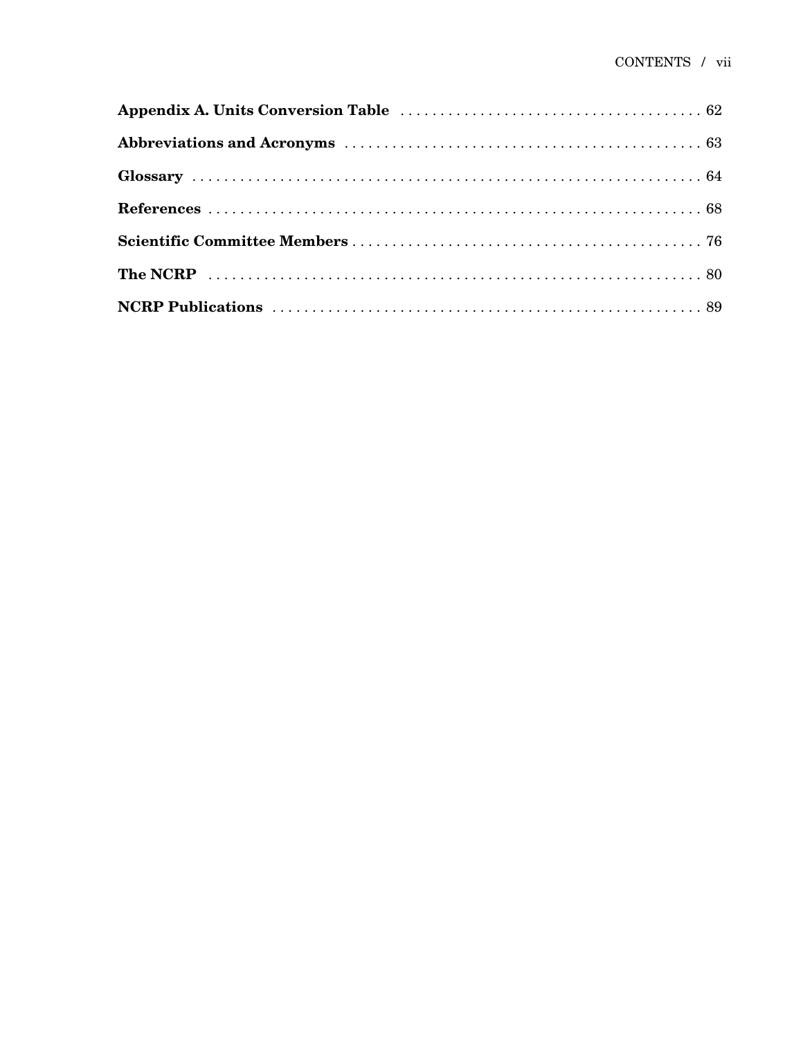**Appendix A. Units Conversion Table** . . . . . . . . . . . . . . . . . . . . . . . . . . . . . . . . . . . . . 62

**Abbreviations and Acronyms** . . . . . . . . . . . . . . . . . . . . . . . . . . . . . . . . . . . . . . . . . . . . 63

**Glossary** . . . . . . . . . . . . . . . . . . . . . . . . . . . . . . . . . . . . . . . . . . . . . . . . . . . . . . . . . . . . . . 64

**References** . . . . . . . . . . . . . . . . . . . . . . . . . . . . . . . . . . . . . . . . . . . . . . . . . . . . . . . . . . . . 68

**Scientific Committee Members** . . . . . . . . . . . . . . . . . . . . . . . . . . . . . . . . . . . . . . . . . . . . 76

**The NCRP** . . . . . . . . . . . . . . . . . . . . . . . . . . . . . . . . . . . . . . . . . . . . . . . . . . . . . . . . . . . . . 80

**NCRP Publications** . . . . . . . . . . . . . . . . . . . . . . . . . . . . . . . . . . . . . . . . . . . . . . . . . . . . . 89